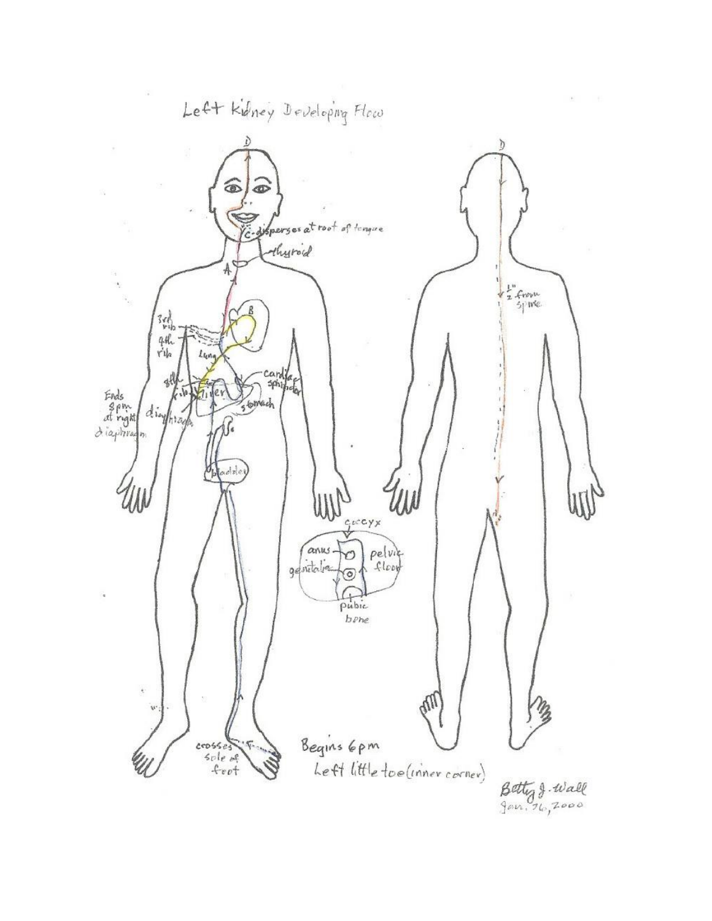# Left Kidney Developing Flow

D

C-disperses at root of tongue

thyroid

A

B

3rd rib

4th rib

Lung

8th rib

liver

cardiac sphincter

stomach

diaphragm

Ends 8pm at right diaphragm

bladder

coccyx

anus

genitalia

pelvic floor

pubic bone

crosses sole of foot

Begins 6pm

Left little toe (inner corner)

D

½" from spine

Betty J. Wall
Jan. 26, 2000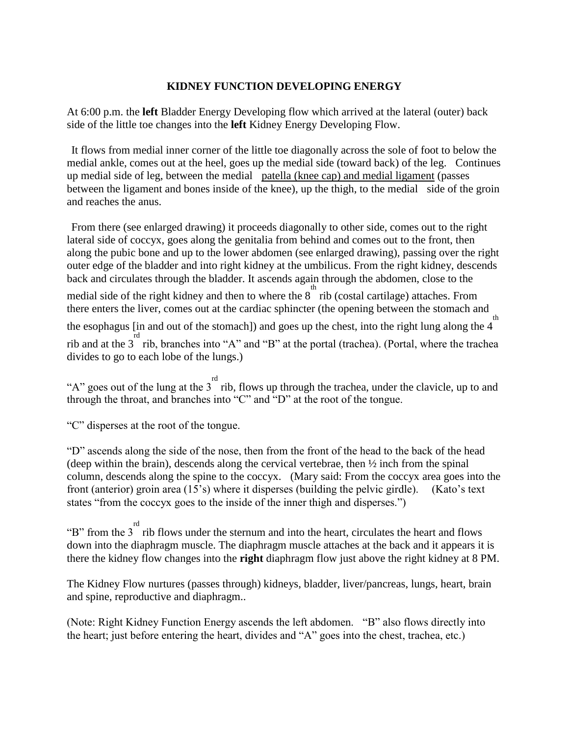## KIDNEY FUNCTION DEVELOPING ENERGY

At 6:00 p.m. the **left** Bladder Energy Developing flow which arrived at the lateral (outer) back side of the little toe changes into the **left** Kidney Energy Developing Flow.

It flows from medial inner corner of the little toe diagonally across the sole of foot to below the medial ankle, comes out at the heel, goes up the medial side (toward back) of the leg. Continues up medial side of leg, between the medial patella (knee cap) and medial ligament (passes between the ligament and bones inside of the knee), up the thigh, to the medial side of the groin and reaches the anus.

From there (see enlarged drawing) it proceeds diagonally to other side, comes out to the right lateral side of coccyx, goes along the genitalia from behind and comes out to the front, then along the pubic bone and up to the lower abdomen (see enlarged drawing), passing over the right outer edge of the bladder and into right kidney at the umbilicus. From the right kidney, descends back and circulates through the bladder. It ascends again through the abdomen, close to the medial side of the right kidney and then to where the 8th rib (costal cartilage) attaches. From there enters the liver, comes out at the cardiac sphincter (the opening between the stomach and the esophagus [in and out of the stomach]) and goes up the chest, into the right lung along the 4th rib and at the 3rd rib, branches into "A" and "B" at the portal (trachea). (Portal, where the trachea divides to go to each lobe of the lungs.)

"A" goes out of the lung at the 3rd rib, flows up through the trachea, under the clavicle, up to and through the throat, and branches into "C" and "D" at the root of the tongue.

"C" disperses at the root of the tongue.

"D" ascends along the side of the nose, then from the front of the head to the back of the head (deep within the brain), descends along the cervical vertebrae, then ½ inch from the spinal column, descends along the spine to the coccyx. (Mary said: From the coccyx area goes into the front (anterior) groin area (15's) where it disperses (building the pelvic girdle). (Kato's text states "from the coccyx goes to the inside of the inner thigh and disperses.")

"B" from the 3rd rib flows under the sternum and into the heart, circulates the heart and flows down into the diaphragm muscle. The diaphragm muscle attaches at the back and it appears it is there the kidney flow changes into the **right** diaphragm flow just above the right kidney at 8 PM.

The Kidney Flow nurtures (passes through) kidneys, bladder, liver/pancreas, lungs, heart, brain and spine, reproductive and diaphragm..

(Note: Right Kidney Function Energy ascends the left abdomen. "B" also flows directly into the heart; just before entering the heart, divides and "A" goes into the chest, trachea, etc.)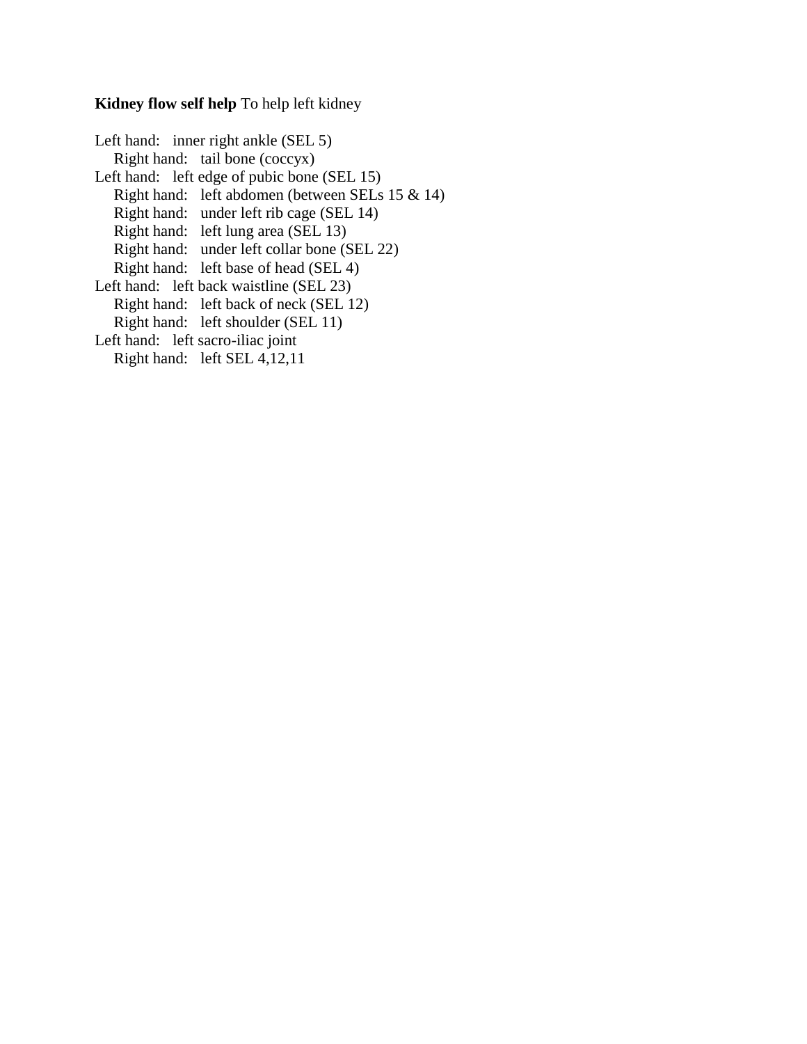**Kidney flow self help** To help left kidney

Left hand: inner right ankle (SEL 5)
  Right hand: tail bone (coccyx)
Left hand: left edge of pubic bone (SEL 15)
  Right hand: left abdomen (between SELs 15 & 14)
  Right hand: under left rib cage (SEL 14)
  Right hand: left lung area (SEL 13)
  Right hand: under left collar bone (SEL 22)
  Right hand: left base of head (SEL 4)
Left hand: left back waistline (SEL 23)
  Right hand: left back of neck (SEL 12)
  Right hand: left shoulder (SEL 11)
Left hand: left sacro-iliac joint
  Right hand: left SEL 4,12,11